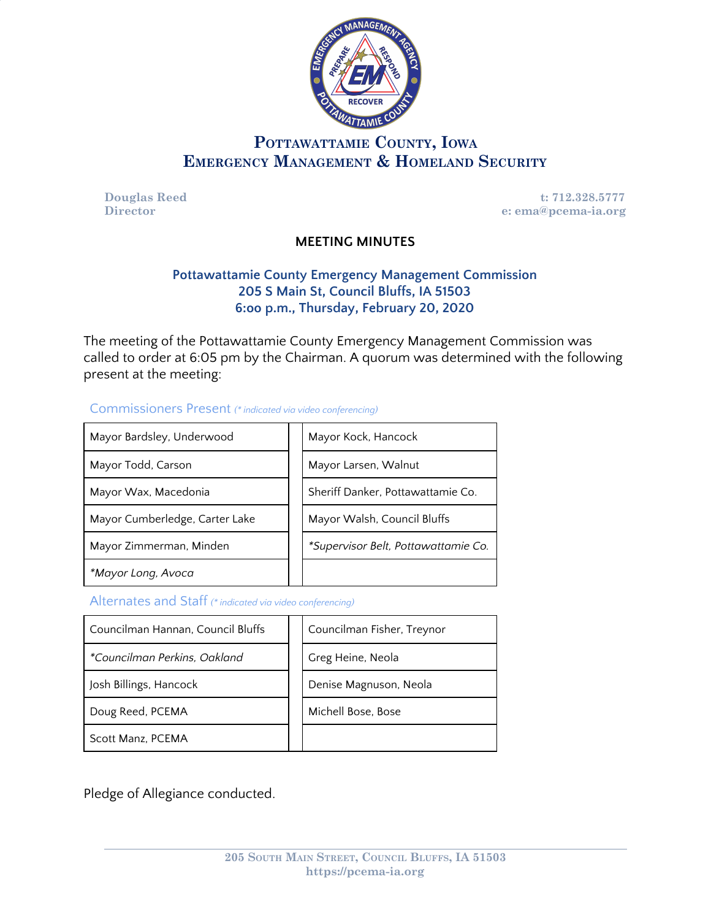# Pottawattamie County, Iowa
# Emergency Management & Homeland Security

**Douglas Reed**
**Director**

**t: 712.328.5777**
**e: ema@pcema-ia.org**

## MEETING MINUTES

### Pottawattamie County Emergency Management Commission
### 205 S Main St, Council Bluffs, IA 51503
### 6:oo p.m., Thursday, February 20, 2020

The meeting of the Pottawattamie County Emergency Management Commission was called to order at 6:05 pm by the Chairman. A quorum was determined with the following present at the meeting:

#### Commissioners Present *(\* indicated via video conferencing)*

| | |
|---|---|
| Mayor Bardsley, Underwood | Mayor Kock, Hancock |
| Mayor Todd, Carson | Mayor Larsen, Walnut |
| Mayor Wax, Macedonia | Sheriff Danker, Pottawattamie Co. |
| Mayor Cumberledge, Carter Lake | Mayor Walsh, Council Bluffs |
| Mayor Zimmerman, Minden | *\*Supervisor Belt, Pottawattamie Co.* |
| *\*Mayor Long, Avoca* | |

#### Alternates and Staff *(\* indicated via video conferencing)*

| | |
|---|---|
| Councilman Hannan, Council Bluffs | Councilman Fisher, Treynor |
| *\*Councilman Perkins, Oakland* | Greg Heine, Neola |
| Josh Billings, Hancock | Denise Magnuson, Neola |
| Doug Reed, PCEMA | Michell Bose, Bose |
| Scott Manz, PCEMA | |

Pledge of Allegiance conducted.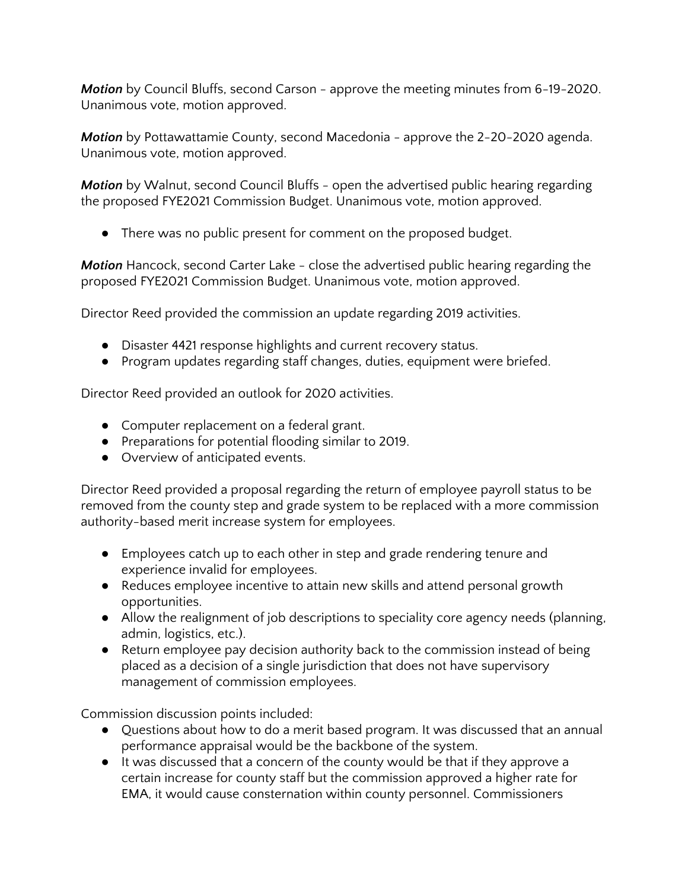***Motion*** by Council Bluffs, second Carson - approve the meeting minutes from 6-19-2020. Unanimous vote, motion approved.

***Motion*** by Pottawattamie County, second Macedonia - approve the 2-20-2020 agenda. Unanimous vote, motion approved.

***Motion*** by Walnut, second Council Bluffs - open the advertised public hearing regarding the proposed FYE2021 Commission Budget. Unanimous vote, motion approved.

- There was no public present for comment on the proposed budget.

***Motion*** Hancock, second Carter Lake - close the advertised public hearing regarding the proposed FYE2021 Commission Budget. Unanimous vote, motion approved.

Director Reed provided the commission an update regarding 2019 activities.

- Disaster 4421 response highlights and current recovery status.
- Program updates regarding staff changes, duties, equipment were briefed.

Director Reed provided an outlook for 2020 activities.

- Computer replacement on a federal grant.
- Preparations for potential flooding similar to 2019.
- Overview of anticipated events.

Director Reed provided a proposal regarding the return of employee payroll status to be removed from the county step and grade system to be replaced with a more commission authority-based merit increase system for employees.

- Employees catch up to each other in step and grade rendering tenure and experience invalid for employees.
- Reduces employee incentive to attain new skills and attend personal growth opportunities.
- Allow the realignment of job descriptions to speciality core agency needs (planning, admin, logistics, etc.).
- Return employee pay decision authority back to the commission instead of being placed as a decision of a single jurisdiction that does not have supervisory management of commission employees.

Commission discussion points included:

- Questions about how to do a merit based program. It was discussed that an annual performance appraisal would be the backbone of the system.
- It was discussed that a concern of the county would be that if they approve a certain increase for county staff but the commission approved a higher rate for EMA, it would cause consternation within county personnel. Commissioners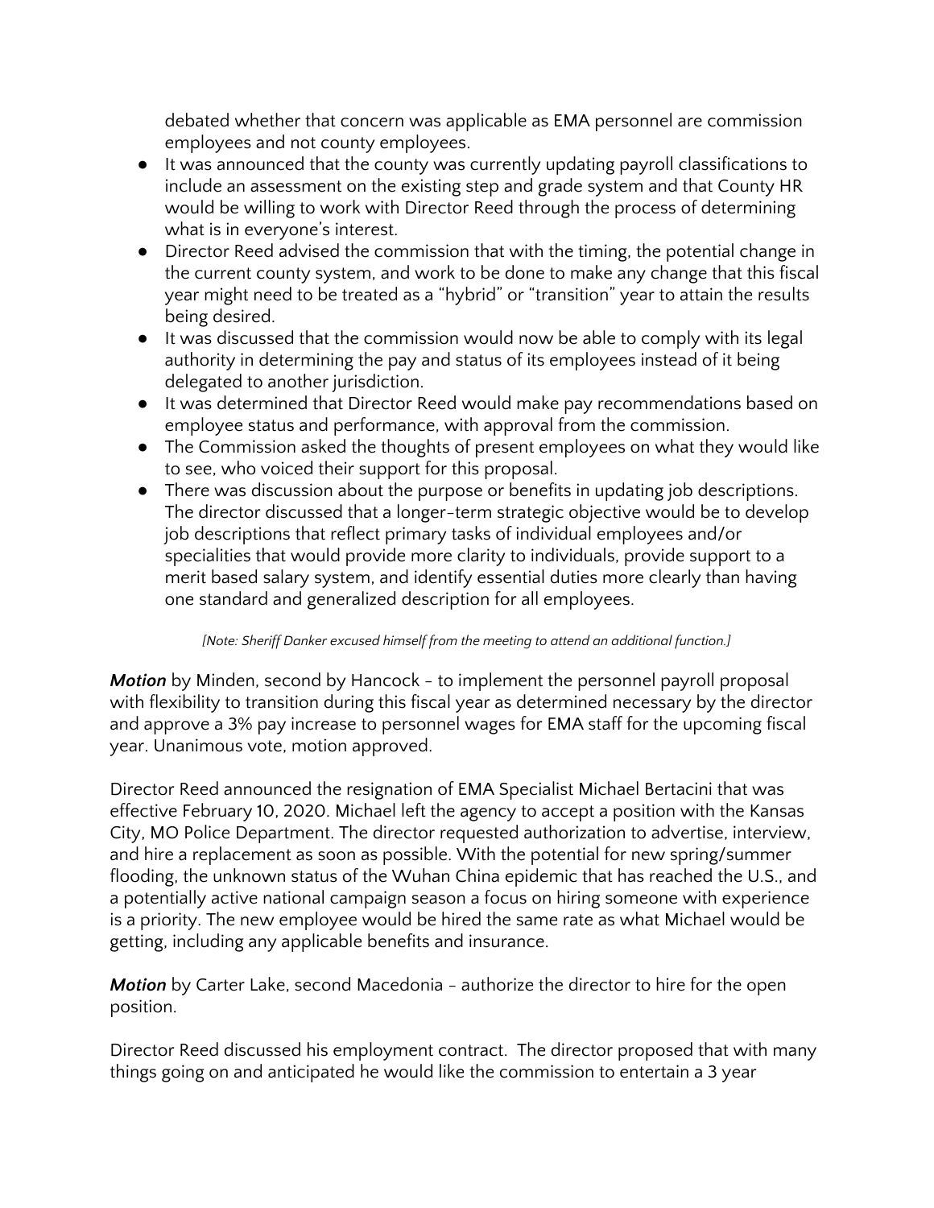debated whether that concern was applicable as EMA personnel are commission employees and not county employees.

- It was announced that the county was currently updating payroll classifications to include an assessment on the existing step and grade system and that County HR would be willing to work with Director Reed through the process of determining what is in everyone's interest.
- Director Reed advised the commission that with the timing, the potential change in the current county system, and work to be done to make any change that this fiscal year might need to be treated as a "hybrid" or "transition" year to attain the results being desired.
- It was discussed that the commission would now be able to comply with its legal authority in determining the pay and status of its employees instead of it being delegated to another jurisdiction.
- It was determined that Director Reed would make pay recommendations based on employee status and performance, with approval from the commission.
- The Commission asked the thoughts of present employees on what they would like to see, who voiced their support for this proposal.
- There was discussion about the purpose or benefits in updating job descriptions. The director discussed that a longer-term strategic objective would be to develop job descriptions that reflect primary tasks of individual employees and/or specialities that would provide more clarity to individuals, provide support to a merit based salary system, and identify essential duties more clearly than having one standard and generalized description for all employees.

*[Note: Sheriff Danker excused himself from the meeting to attend an additional function.]*

***Motion*** by Minden, second by Hancock - to implement the personnel payroll proposal with flexibility to transition during this fiscal year as determined necessary by the director and approve a 3% pay increase to personnel wages for EMA staff for the upcoming fiscal year. Unanimous vote, motion approved.

Director Reed announced the resignation of EMA Specialist Michael Bertacini that was effective February 10, 2020. Michael left the agency to accept a position with the Kansas City, MO Police Department. The director requested authorization to advertise, interview, and hire a replacement as soon as possible. With the potential for new spring/summer flooding, the unknown status of the Wuhan China epidemic that has reached the U.S., and a potentially active national campaign season a focus on hiring someone with experience is a priority. The new employee would be hired the same rate as what Michael would be getting, including any applicable benefits and insurance.

***Motion*** by Carter Lake, second Macedonia - authorize the director to hire for the open position.

Director Reed discussed his employment contract. The director proposed that with many things going on and anticipated he would like the commission to entertain a 3 year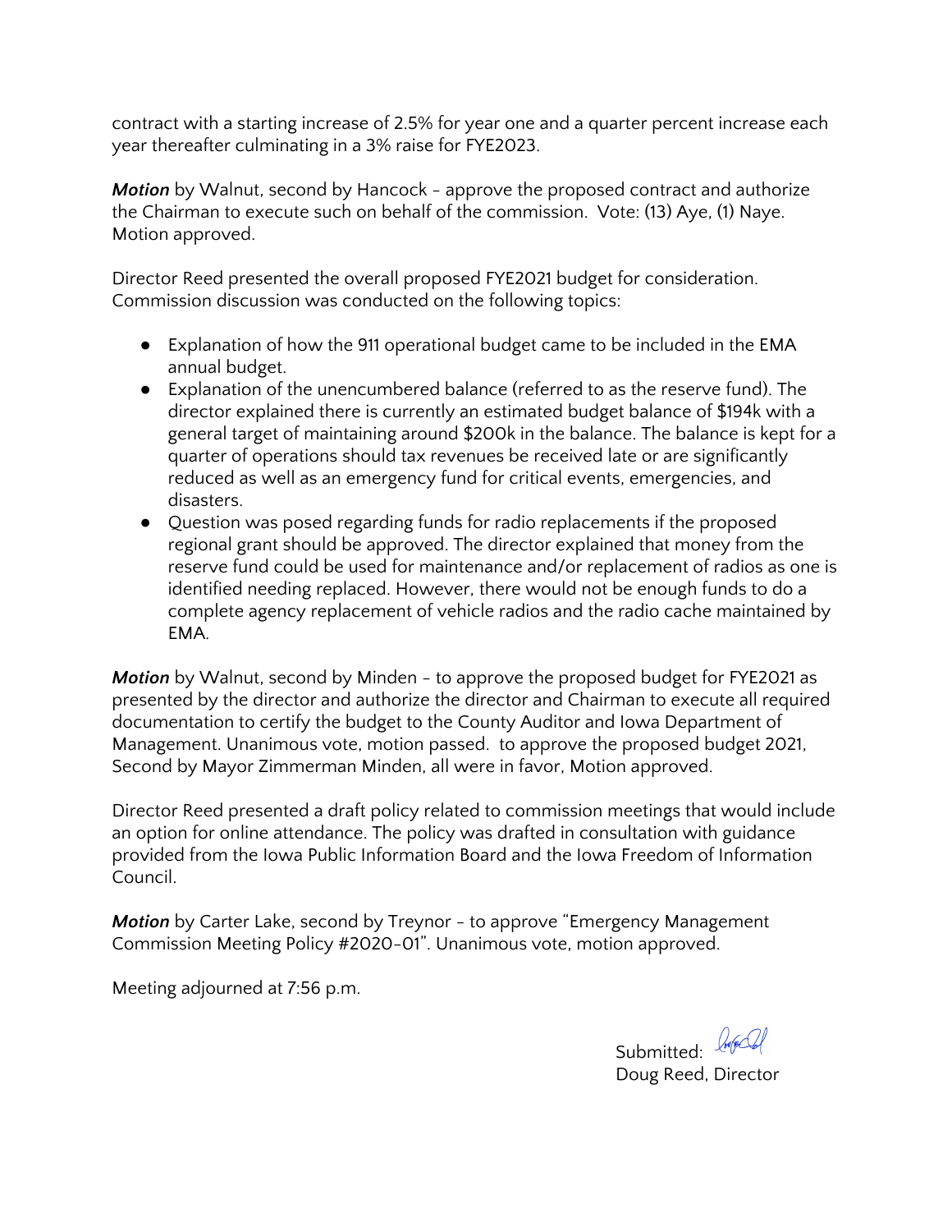contract with a starting increase of 2.5% for year one and a quarter percent increase each year thereafter culminating in a 3% raise for FYE2023.

***Motion*** by Walnut, second by Hancock - approve the proposed contract and authorize the Chairman to execute such on behalf of the commission. Vote: (13) Aye, (1) Naye. Motion approved.

Director Reed presented the overall proposed FYE2021 budget for consideration. Commission discussion was conducted on the following topics:

- Explanation of how the 911 operational budget came to be included in the EMA annual budget.
- Explanation of the unencumbered balance (referred to as the reserve fund). The director explained there is currently an estimated budget balance of $194k with a general target of maintaining around $200k in the balance. The balance is kept for a quarter of operations should tax revenues be received late or are significantly reduced as well as an emergency fund for critical events, emergencies, and disasters.
- Question was posed regarding funds for radio replacements if the proposed regional grant should be approved. The director explained that money from the reserve fund could be used for maintenance and/or replacement of radios as one is identified needing replaced. However, there would not be enough funds to do a complete agency replacement of vehicle radios and the radio cache maintained by EMA.

***Motion*** by Walnut, second by Minden - to approve the proposed budget for FYE2021 as presented by the director and authorize the director and Chairman to execute all required documentation to certify the budget to the County Auditor and Iowa Department of Management. Unanimous vote, motion passed. to approve the proposed budget 2021, Second by Mayor Zimmerman Minden, all were in favor, Motion approved.

Director Reed presented a draft policy related to commission meetings that would include an option for online attendance. The policy was drafted in consultation with guidance provided from the Iowa Public Information Board and the Iowa Freedom of Information Council.

***Motion*** by Carter Lake, second by Treynor - to approve "Emergency Management Commission Meeting Policy #2020-01". Unanimous vote, motion approved.

Meeting adjourned at 7:56 p.m.

Submitted:
Doug Reed, Director